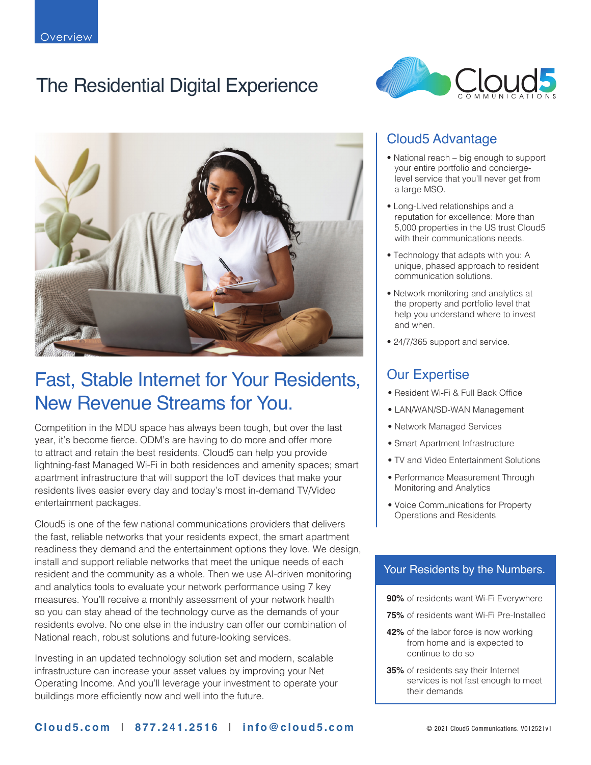Overview

# The Residential Digital Experience

Cloud5 COMMUNICATIONS

## Fast, Stable Internet for Your Residents, New Revenue Streams for You.

Competition in the MDU space has always been tough, but over the last year, it's become fierce. ODM's are having to do more and offer more to attract and retain the best residents. Cloud5 can help you provide lightning-fast Managed Wi-Fi in both residences and amenity spaces; smart apartment infrastructure that will support the IoT devices that make your residents lives easier every day and today's most in-demand TV/Video entertainment packages.

Cloud5 is one of the few national communications providers that delivers the fast, reliable networks that your residents expect, the smart apartment readiness they demand and the entertainment options they love. We design, install and support reliable networks that meet the unique needs of each resident and the community as a whole. Then we use AI-driven monitoring and analytics tools to evaluate your network performance using 7 key measures. You'll receive a monthly assessment of your network health so you can stay ahead of the technology curve as the demands of your residents evolve. No one else in the industry can offer our combination of National reach, robust solutions and future-looking services.

Investing in an updated technology solution set and modern, scalable infrastructure can increase your asset values by improving your Net Operating Income. And you'll leverage your investment to operate your buildings more efficiently now and well into the future.

## Cloud5 Advantage

- National reach – big enough to support your entire portfolio and concierge-level service that you'll never get from a large MSO.
- Long-Lived relationships and a reputation for excellence: More than 5,000 properties in the US trust Cloud5 with their communications needs.
- Technology that adapts with you: A unique, phased approach to resident communication solutions.
- Network monitoring and analytics at the property and portfolio level that help you understand where to invest and when.
- 24/7/365 support and service.

## Our Expertise

- Resident Wi-Fi & Full Back Office
- LAN/WAN/SD-WAN Management
- Network Managed Services
- Smart Apartment Infrastructure
- TV and Video Entertainment Solutions
- Performance Measurement Through Monitoring and Analytics
- Voice Communications for Property Operations and Residents

## Your Residents by the Numbers.

**90%** of residents want Wi-Fi Everywhere

**75%** of residents want Wi-Fi Pre-Installed

**42%** of the labor force is now working from home and is expected to continue to do so

**35%** of residents say their Internet services is not fast enough to meet their demands

**Cloud5.com | 877.241.2516 | info@cloud5.com**

© 2021 Cloud5 Communications. V012521v1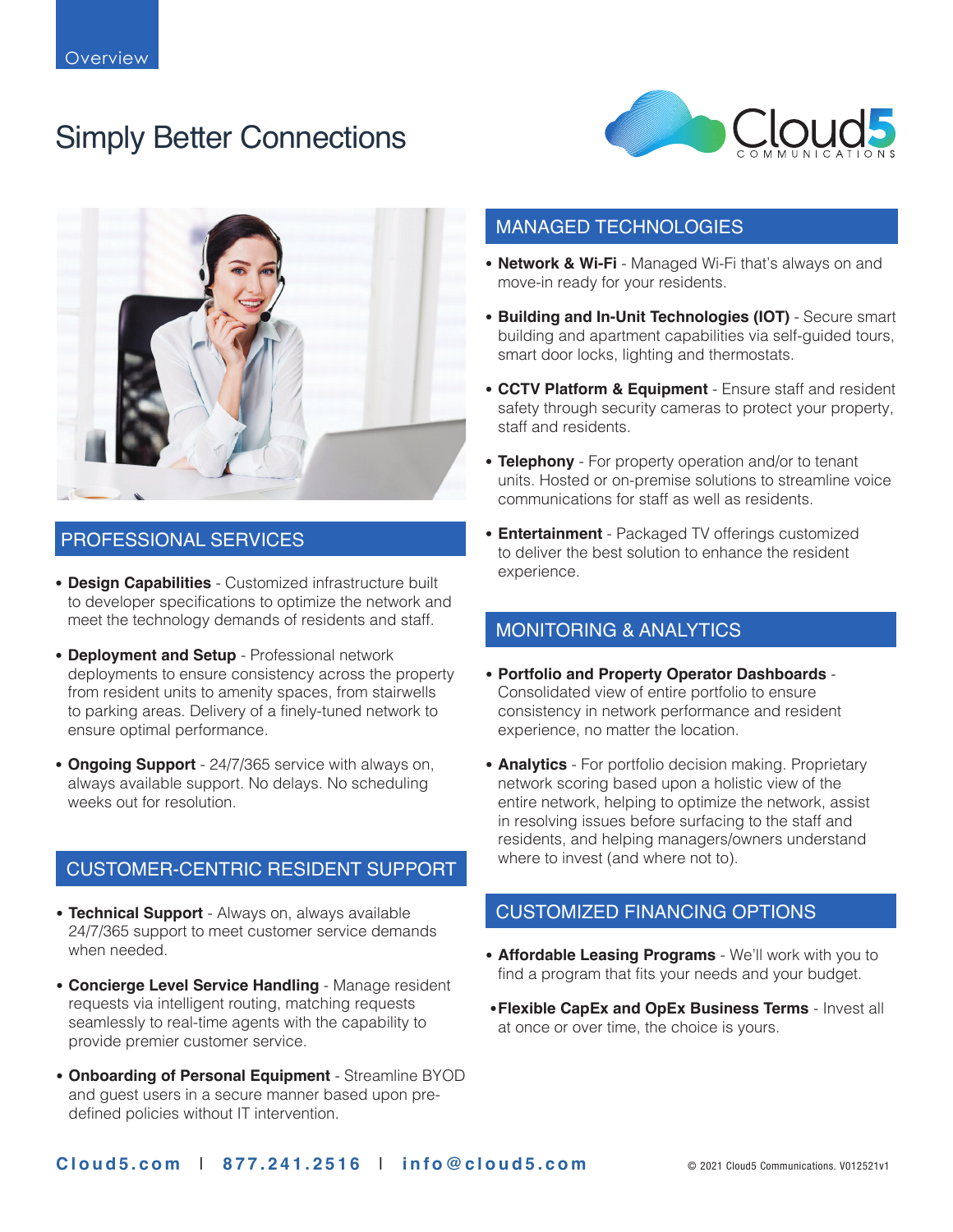Overview

# Simply Better Connections

Cloud5 COMMUNICATIONS

## PROFESSIONAL SERVICES

- **Design Capabilities** - Customized infrastructure built to developer specifications to optimize the network and meet the technology demands of residents and staff.
- **Deployment and Setup** - Professional network deployments to ensure consistency across the property from resident units to amenity spaces, from stairwells to parking areas. Delivery of a finely-tuned network to ensure optimal performance.
- **Ongoing Support** - 24/7/365 service with always on, always available support. No delays. No scheduling weeks out for resolution.

## CUSTOMER-CENTRIC RESIDENT SUPPORT

- **Technical Support** - Always on, always available 24/7/365 support to meet customer service demands when needed.
- **Concierge Level Service Handling** - Manage resident requests via intelligent routing, matching requests seamlessly to real-time agents with the capability to provide premier customer service.
- **Onboarding of Personal Equipment** - Streamline BYOD and guest users in a secure manner based upon pre-defined policies without IT intervention.

## MANAGED TECHNOLOGIES

- **Network & Wi-Fi** - Managed Wi-Fi that's always on and move-in ready for your residents.
- **Building and In-Unit Technologies (IOT)** - Secure smart building and apartment capabilities via self-guided tours, smart door locks, lighting and thermostats.
- **CCTV Platform & Equipment** - Ensure staff and resident safety through security cameras to protect your property, staff and residents.
- **Telephony** - For property operation and/or to tenant units. Hosted or on-premise solutions to streamline voice communications for staff as well as residents.
- **Entertainment** - Packaged TV offerings customized to deliver the best solution to enhance the resident experience.

## MONITORING & ANALYTICS

- **Portfolio and Property Operator Dashboards** - Consolidated view of entire portfolio to ensure consistency in network performance and resident experience, no matter the location.
- **Analytics** - For portfolio decision making. Proprietary network scoring based upon a holistic view of the entire network, helping to optimize the network, assist in resolving issues before surfacing to the staff and residents, and helping managers/owners understand where to invest (and where not to).

## CUSTOMIZED FINANCING OPTIONS

- **Affordable Leasing Programs** - We'll work with you to find a program that fits your needs and your budget.
- **Flexible CapEx and OpEx Business Terms** - Invest all at once or over time, the choice is yours.

**Cloud5.com | 877.241.2516 | info@cloud5.com**

© 2021 Cloud5 Communications. V012521v1